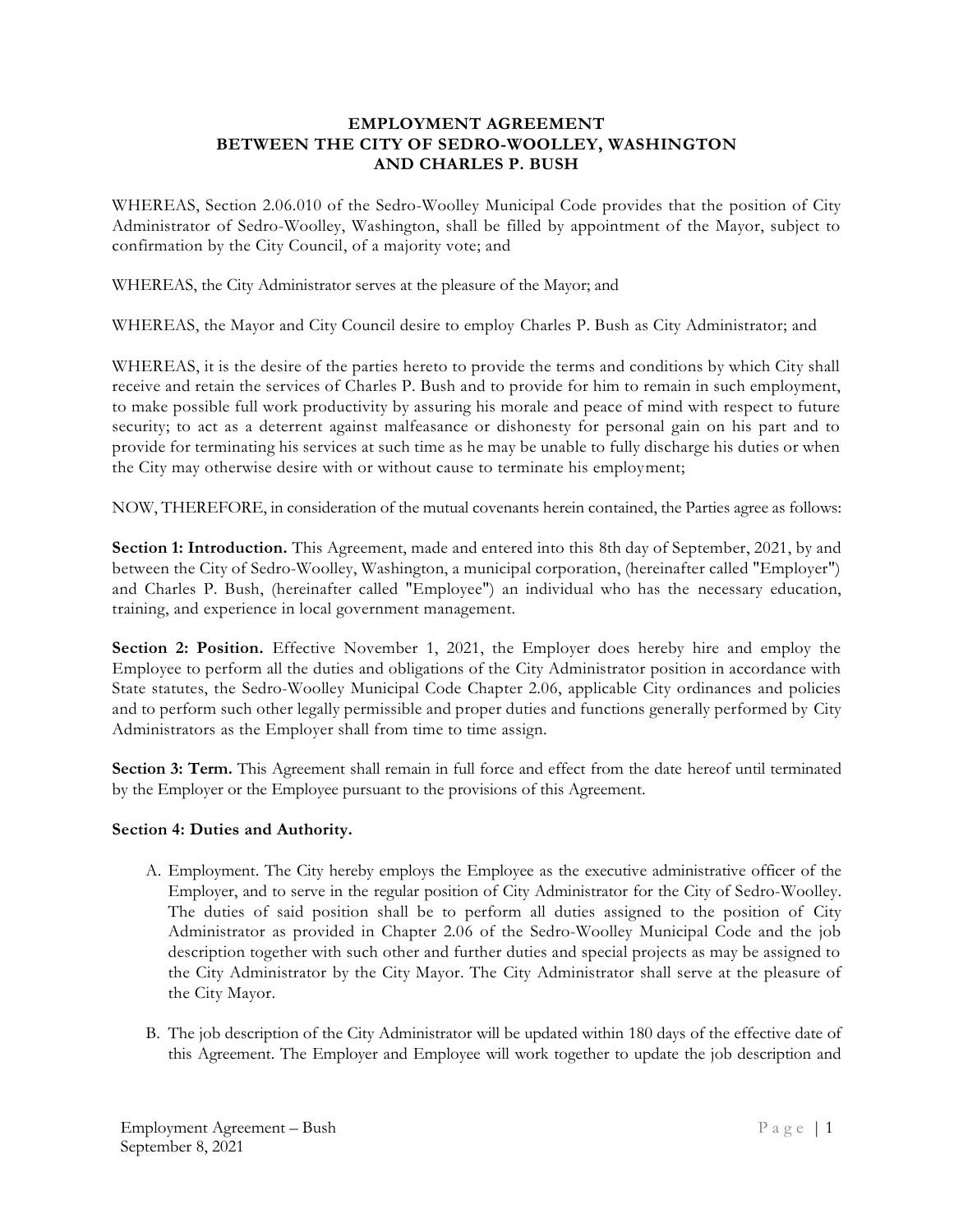# EMPLOYMENT AGREEMENT
# BETWEEN THE CITY OF SEDRO-WOOLLEY, WASHINGTON
# AND CHARLES P. BUSH

WHEREAS, Section 2.06.010 of the Sedro-Woolley Municipal Code provides that the position of City Administrator of Sedro-Woolley, Washington, shall be filled by appointment of the Mayor, subject to confirmation by the City Council, of a majority vote; and

WHEREAS, the City Administrator serves at the pleasure of the Mayor; and

WHEREAS, the Mayor and City Council desire to employ Charles P. Bush as City Administrator; and

WHEREAS, it is the desire of the parties hereto to provide the terms and conditions by which City shall receive and retain the services of Charles P. Bush and to provide for him to remain in such employment, to make possible full work productivity by assuring his morale and peace of mind with respect to future security; to act as a deterrent against malfeasance or dishonesty for personal gain on his part and to provide for terminating his services at such time as he may be unable to fully discharge his duties or when the City may otherwise desire with or without cause to terminate his employment;

NOW, THEREFORE, in consideration of the mutual covenants herein contained, the Parties agree as follows:

**Section 1: Introduction.** This Agreement, made and entered into this 8th day of September, 2021, by and between the City of Sedro-Woolley, Washington, a municipal corporation, (hereinafter called "Employer") and Charles P. Bush, (hereinafter called "Employee") an individual who has the necessary education, training, and experience in local government management.

**Section 2: Position.** Effective November 1, 2021, the Employer does hereby hire and employ the Employee to perform all the duties and obligations of the City Administrator position in accordance with State statutes, the Sedro-Woolley Municipal Code Chapter 2.06, applicable City ordinances and policies and to perform such other legally permissible and proper duties and functions generally performed by City Administrators as the Employer shall from time to time assign.

**Section 3: Term.** This Agreement shall remain in full force and effect from the date hereof until terminated by the Employer or the Employee pursuant to the provisions of this Agreement.

**Section 4: Duties and Authority.**

A. Employment. The City hereby employs the Employee as the executive administrative officer of the Employer, and to serve in the regular position of City Administrator for the City of Sedro-Woolley. The duties of said position shall be to perform all duties assigned to the position of City Administrator as provided in Chapter 2.06 of the Sedro-Woolley Municipal Code and the job description together with such other and further duties and special projects as may be assigned to the City Administrator by the City Mayor. The City Administrator shall serve at the pleasure of the City Mayor.

B. The job description of the City Administrator will be updated within 180 days of the effective date of this Agreement. The Employer and Employee will work together to update the job description and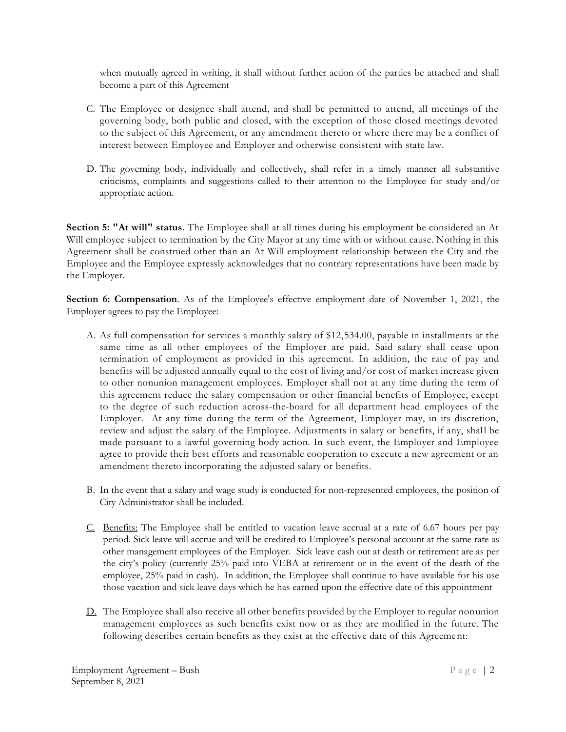when mutually agreed in writing, it shall without further action of the parties be attached and shall become a part of this Agreement

C. The Employee or designee shall attend, and shall be permitted to attend, all meetings of the governing body, both public and closed, with the exception of those closed meetings devoted to the subject of this Agreement, or any amendment thereto or where there may be a conflict of interest between Employee and Employer and otherwise consistent with state law.

D. The governing body, individually and collectively, shall refer in a timely manner all substantive criticisms, complaints and suggestions called to their attention to the Employee for study and/or appropriate action.

**Section 5: "At will" status**. The Employee shall at all times during his employment be considered an At Will employee subject to termination by the City Mayor at any time with or without cause. Nothing in this Agreement shall be construed other than an At Will employment relationship between the City and the Employee and the Employee expressly acknowledges that no contrary representations have been made by the Employer.

**Section 6: Compensation**. As of the Employee's effective employment date of November 1, 2021, the Employer agrees to pay the Employee:

A. As full compensation for services a monthly salary of $12,534.00, payable in installments at the same time as all other employees of the Employer are paid. Said salary shall cease upon termination of employment as provided in this agreement. In addition, the rate of pay and benefits will be adjusted annually equal to the cost of living and/or cost of market increase given to other nonunion management employees. Employer shall not at any time during the term of this agreement reduce the salary compensation or other financial benefits of Employee, except to the degree of such reduction across-the-board for all department head employees of the Employer. At any time during the term of the Agreement, Employer may, in its discretion, review and adjust the salary of the Employee. Adjustments in salary or benefits, if any, shall be made pursuant to a lawful governing body action. In such event, the Employer and Employee agree to provide their best efforts and reasonable cooperation to execute a new agreement or an amendment thereto incorporating the adjusted salary or benefits.

B. In the event that a salary and wage study is conducted for non-represented employees, the position of City Administrator shall be included.

C. Benefits: The Employee shall be entitled to vacation leave accrual at a rate of 6.67 hours per pay period. Sick leave will accrue and will be credited to Employee's personal account at the same rate as other management employees of the Employer. Sick leave cash out at death or retirement are as per the city's policy (currently 25% paid into VEBA at retirement or in the event of the death of the employee, 25% paid in cash). In addition, the Employee shall continue to have available for his use those vacation and sick leave days which he has earned upon the effective date of this appointment

D. The Employee shall also receive all other benefits provided by the Employer to regular nonunion management employees as such benefits exist now or as they are modified in the future. The following describes certain benefits as they exist at the effective date of this Agreement: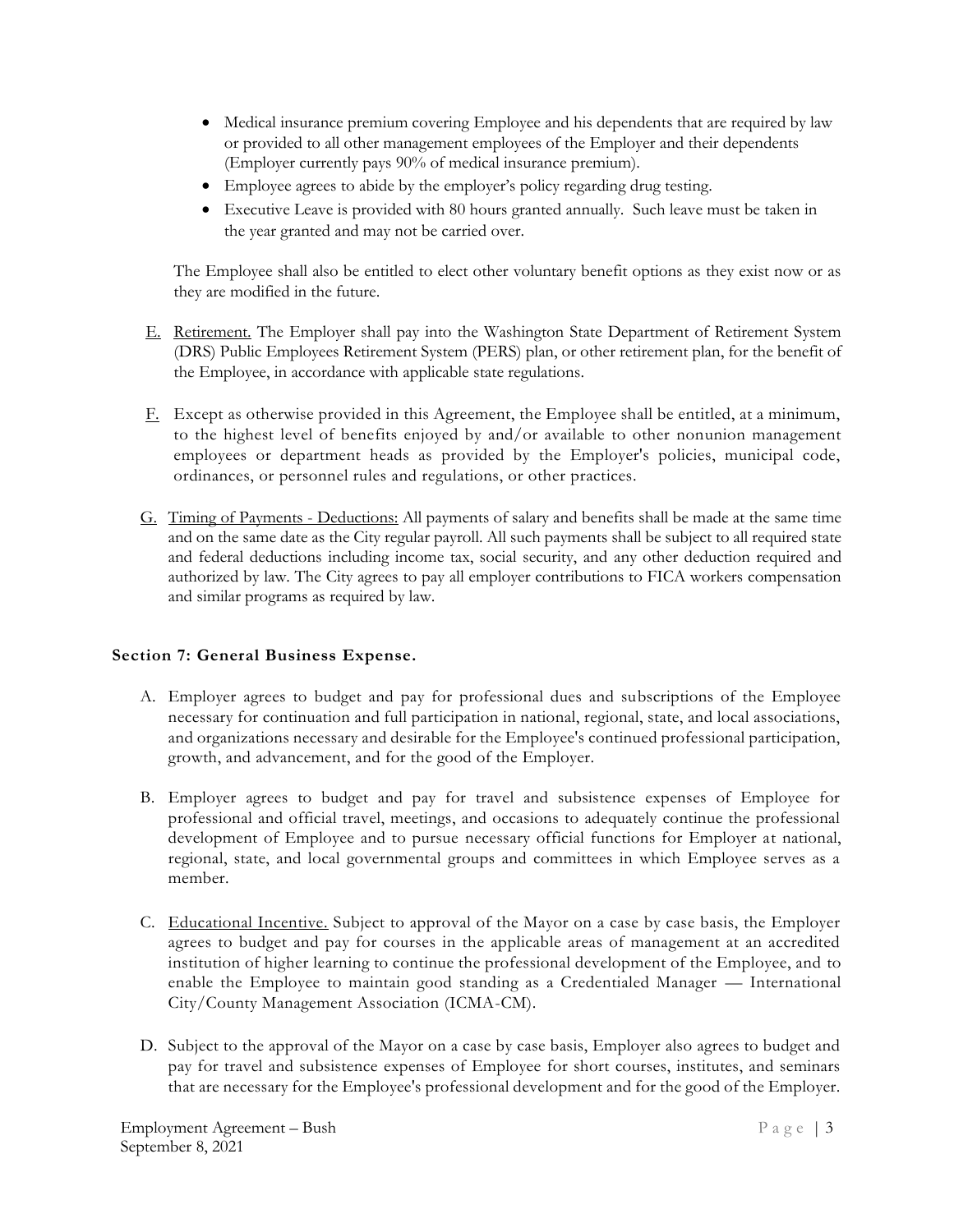- Medical insurance premium covering Employee and his dependents that are required by law or provided to all other management employees of the Employer and their dependents (Employer currently pays 90% of medical insurance premium).
- Employee agrees to abide by the employer's policy regarding drug testing.
- Executive Leave is provided with 80 hours granted annually. Such leave must be taken in the year granted and may not be carried over.

The Employee shall also be entitled to elect other voluntary benefit options as they exist now or as they are modified in the future.

E. Retirement. The Employer shall pay into the Washington State Department of Retirement System (DRS) Public Employees Retirement System (PERS) plan, or other retirement plan, for the benefit of the Employee, in accordance with applicable state regulations.

F. Except as otherwise provided in this Agreement, the Employee shall be entitled, at a minimum, to the highest level of benefits enjoyed by and/or available to other nonunion management employees or department heads as provided by the Employer's policies, municipal code, ordinances, or personnel rules and regulations, or other practices.

G. Timing of Payments - Deductions: All payments of salary and benefits shall be made at the same time and on the same date as the City regular payroll. All such payments shall be subject to all required state and federal deductions including income tax, social security, and any other deduction required and authorized by law. The City agrees to pay all employer contributions to FICA workers compensation and similar programs as required by law.

**Section 7: General Business Expense.**

A. Employer agrees to budget and pay for professional dues and subscriptions of the Employee necessary for continuation and full participation in national, regional, state, and local associations, and organizations necessary and desirable for the Employee's continued professional participation, growth, and advancement, and for the good of the Employer.

B. Employer agrees to budget and pay for travel and subsistence expenses of Employee for professional and official travel, meetings, and occasions to adequately continue the professional development of Employee and to pursue necessary official functions for Employer at national, regional, state, and local governmental groups and committees in which Employee serves as a member.

C. Educational Incentive. Subject to approval of the Mayor on a case by case basis, the Employer agrees to budget and pay for courses in the applicable areas of management at an accredited institution of higher learning to continue the professional development of the Employee, and to enable the Employee to maintain good standing as a Credentialed Manager — International City/County Management Association (ICMA-CM).

D. Subject to the approval of the Mayor on a case by case basis, Employer also agrees to budget and pay for travel and subsistence expenses of Employee for short courses, institutes, and seminars that are necessary for the Employee's professional development and for the good of the Employer.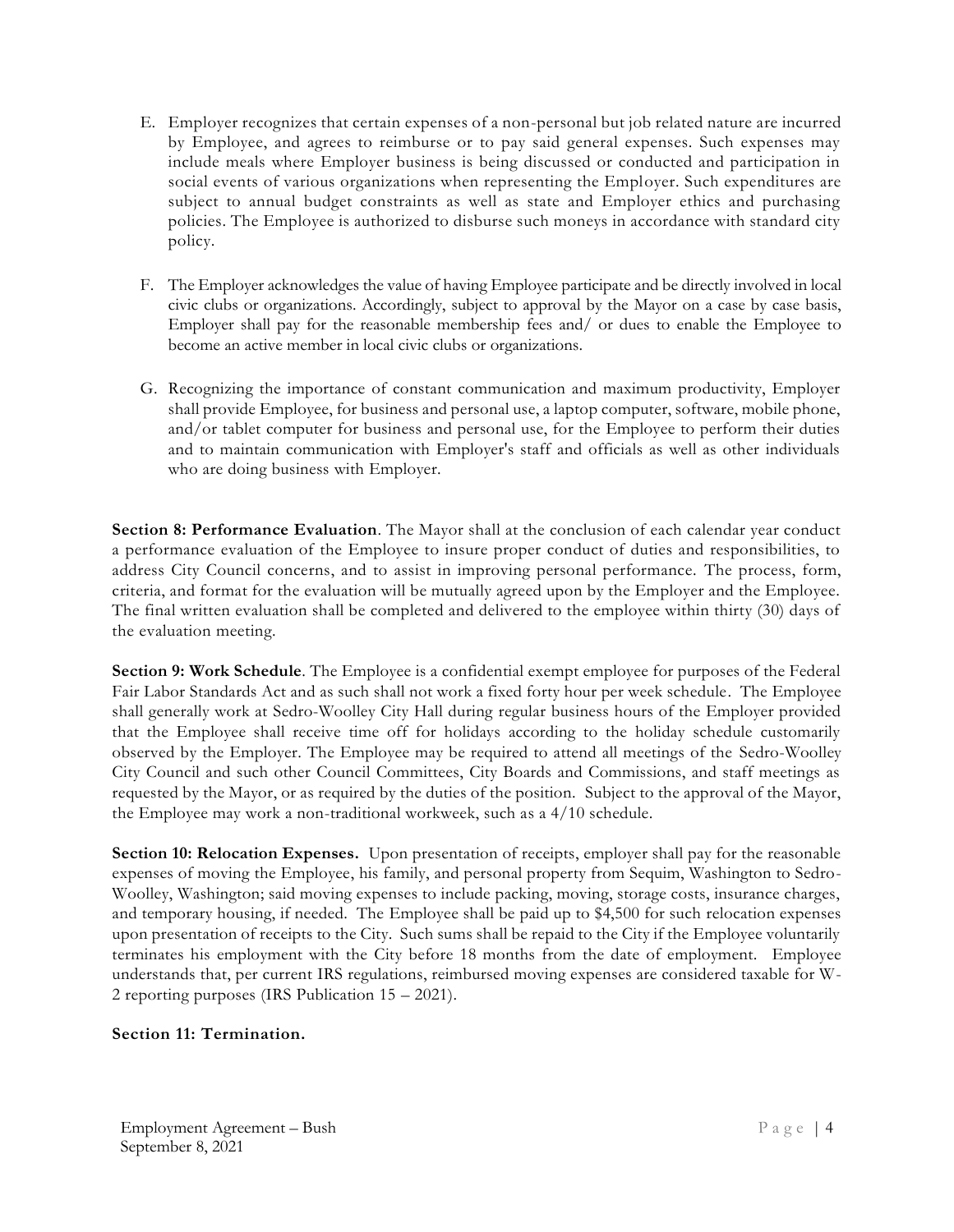E. Employer recognizes that certain expenses of a non-personal but job related nature are incurred by Employee, and agrees to reimburse or to pay said general expenses. Such expenses may include meals where Employer business is being discussed or conducted and participation in social events of various organizations when representing the Employer. Such expenditures are subject to annual budget constraints as well as state and Employer ethics and purchasing policies. The Employee is authorized to disburse such moneys in accordance with standard city policy.

F. The Employer acknowledges the value of having Employee participate and be directly involved in local civic clubs or organizations. Accordingly, subject to approval by the Mayor on a case by case basis, Employer shall pay for the reasonable membership fees and/ or dues to enable the Employee to become an active member in local civic clubs or organizations.

G. Recognizing the importance of constant communication and maximum productivity, Employer shall provide Employee, for business and personal use, a laptop computer, software, mobile phone, and/or tablet computer for business and personal use, for the Employee to perform their duties and to maintain communication with Employer's staff and officials as well as other individuals who are doing business with Employer.

**Section 8: Performance Evaluation**. The Mayor shall at the conclusion of each calendar year conduct a performance evaluation of the Employee to insure proper conduct of duties and responsibilities, to address City Council concerns, and to assist in improving personal performance. The process, form, criteria, and format for the evaluation will be mutually agreed upon by the Employer and the Employee. The final written evaluation shall be completed and delivered to the employee within thirty (30) days of the evaluation meeting.

**Section 9: Work Schedule**. The Employee is a confidential exempt employee for purposes of the Federal Fair Labor Standards Act and as such shall not work a fixed forty hour per week schedule. The Employee shall generally work at Sedro-Woolley City Hall during regular business hours of the Employer provided that the Employee shall receive time off for holidays according to the holiday schedule customarily observed by the Employer. The Employee may be required to attend all meetings of the Sedro-Woolley City Council and such other Council Committees, City Boards and Commissions, and staff meetings as requested by the Mayor, or as required by the duties of the position. Subject to the approval of the Mayor, the Employee may work a non-traditional workweek, such as a 4/10 schedule.

**Section 10: Relocation Expenses.** Upon presentation of receipts, employer shall pay for the reasonable expenses of moving the Employee, his family, and personal property from Sequim, Washington to Sedro-Woolley, Washington; said moving expenses to include packing, moving, storage costs, insurance charges, and temporary housing, if needed. The Employee shall be paid up to $4,500 for such relocation expenses upon presentation of receipts to the City. Such sums shall be repaid to the City if the Employee voluntarily terminates his employment with the City before 18 months from the date of employment. Employee understands that, per current IRS regulations, reimbursed moving expenses are considered taxable for W-2 reporting purposes (IRS Publication 15 – 2021).

**Section 11: Termination.**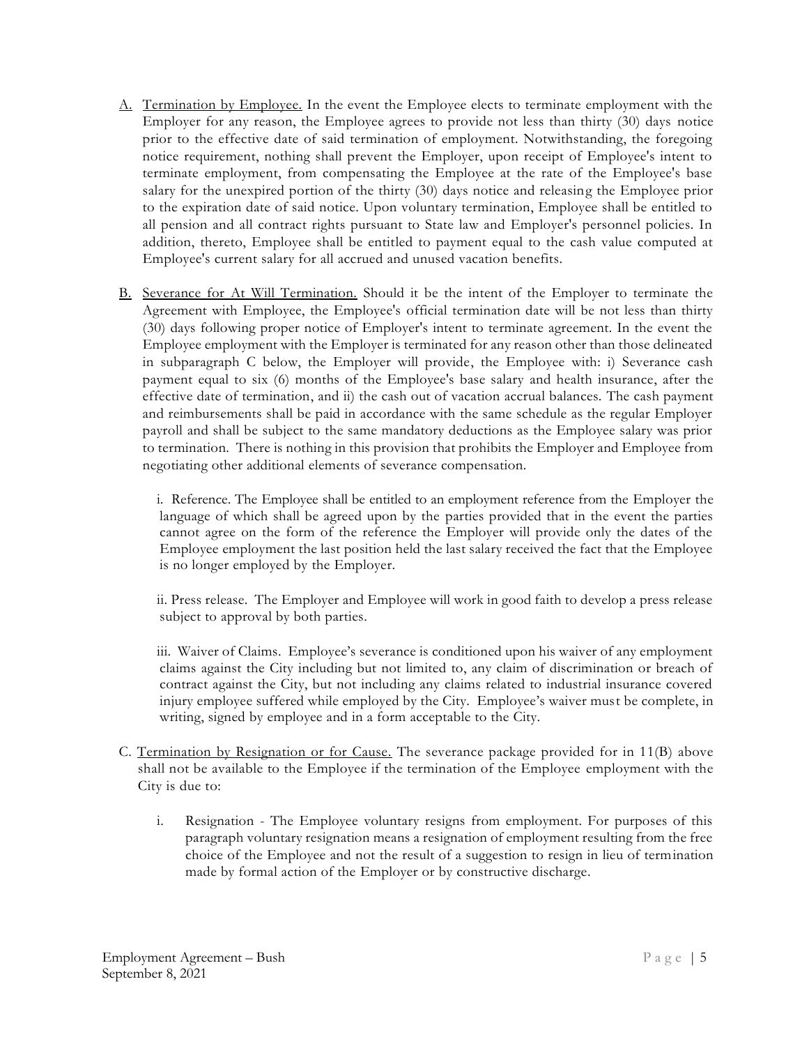A. <u>Termination by Employee.</u> In the event the Employee elects to terminate employment with the Employer for any reason, the Employee agrees to provide not less than thirty (30) days notice prior to the effective date of said termination of employment. Notwithstanding, the foregoing notice requirement, nothing shall prevent the Employer, upon receipt of Employee's intent to terminate employment, from compensating the Employee at the rate of the Employee's base salary for the unexpired portion of the thirty (30) days notice and releasing the Employee prior to the expiration date of said notice. Upon voluntary termination, Employee shall be entitled to all pension and all contract rights pursuant to State law and Employer's personnel policies. In addition, thereto, Employee shall be entitled to payment equal to the cash value computed at Employee's current salary for all accrued and unused vacation benefits.

B. <u>Severance for At Will Termination.</u> Should it be the intent of the Employer to terminate the Agreement with Employee, the Employee's official termination date will be not less than thirty (30) days following proper notice of Employer's intent to terminate agreement. In the event the Employee employment with the Employer is terminated for any reason other than those delineated in subparagraph C below, the Employer will provide, the Employee with: i) Severance cash payment equal to six (6) months of the Employee's base salary and health insurance, after the effective date of termination, and ii) the cash out of vacation accrual balances. The cash payment and reimbursements shall be paid in accordance with the same schedule as the regular Employer payroll and shall be subject to the same mandatory deductions as the Employee salary was prior to termination. There is nothing in this provision that prohibits the Employer and Employee from negotiating other additional elements of severance compensation.

i. Reference. The Employee shall be entitled to an employment reference from the Employer the language of which shall be agreed upon by the parties provided that in the event the parties cannot agree on the form of the reference the Employer will provide only the dates of the Employee employment the last position held the last salary received the fact that the Employee is no longer employed by the Employer.

ii. Press release. The Employer and Employee will work in good faith to develop a press release subject to approval by both parties.

iii. Waiver of Claims. Employee's severance is conditioned upon his waiver of any employment claims against the City including but not limited to, any claim of discrimination or breach of contract against the City, but not including any claims related to industrial insurance covered injury employee suffered while employed by the City. Employee's waiver must be complete, in writing, signed by employee and in a form acceptable to the City.

C. <u>Termination by Resignation or for Cause.</u> The severance package provided for in 11(B) above shall not be available to the Employee if the termination of the Employee employment with the City is due to:

i. Resignation - The Employee voluntary resigns from employment. For purposes of this paragraph voluntary resignation means a resignation of employment resulting from the free choice of the Employee and not the result of a suggestion to resign in lieu of termination made by formal action of the Employer or by constructive discharge.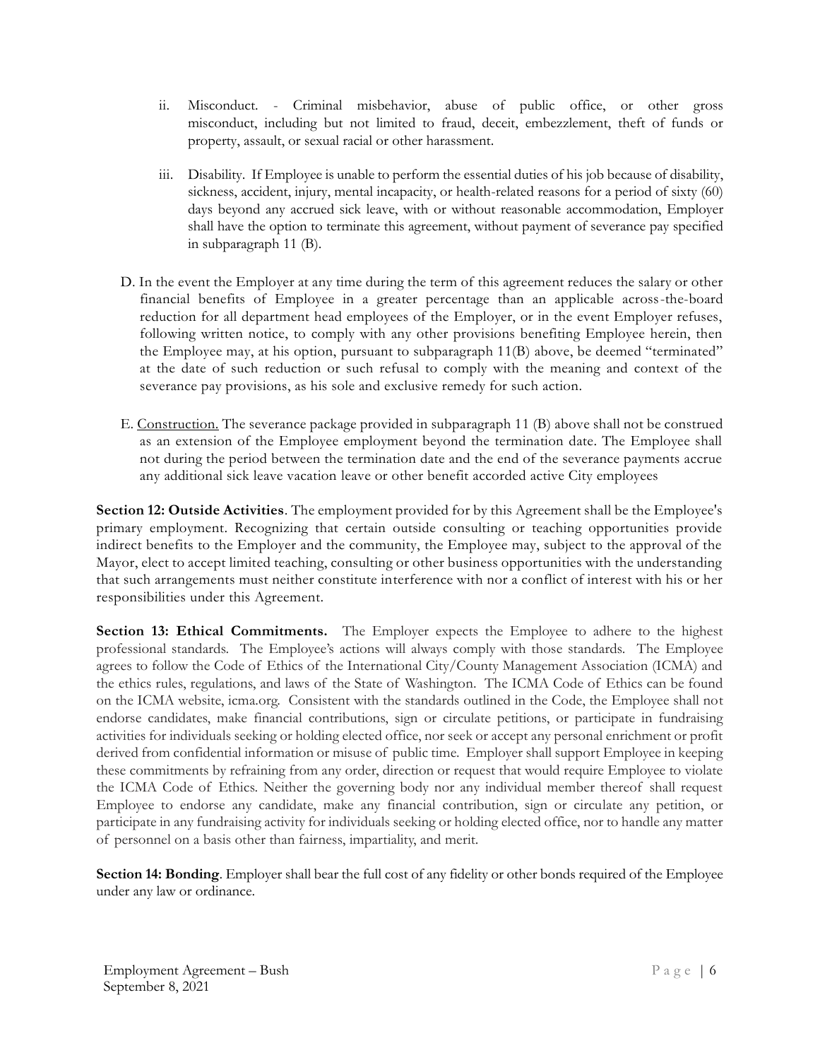ii. Misconduct. - Criminal misbehavior, abuse of public office, or other gross misconduct, including but not limited to fraud, deceit, embezzlement, theft of funds or property, assault, or sexual racial or other harassment.

iii. Disability. If Employee is unable to perform the essential duties of his job because of disability, sickness, accident, injury, mental incapacity, or health-related reasons for a period of sixty (60) days beyond any accrued sick leave, with or without reasonable accommodation, Employer shall have the option to terminate this agreement, without payment of severance pay specified in subparagraph 11 (B).

D. In the event the Employer at any time during the term of this agreement reduces the salary or other financial benefits of Employee in a greater percentage than an applicable across-the-board reduction for all department head employees of the Employer, or in the event Employer refuses, following written notice, to comply with any other provisions benefiting Employee herein, then the Employee may, at his option, pursuant to subparagraph 11(B) above, be deemed "terminated" at the date of such reduction or such refusal to comply with the meaning and context of the severance pay provisions, as his sole and exclusive remedy for such action.

E. <u>Construction.</u> The severance package provided in subparagraph 11 (B) above shall not be construed as an extension of the Employee employment beyond the termination date. The Employee shall not during the period between the termination date and the end of the severance payments accrue any additional sick leave vacation leave or other benefit accorded active City employees

**Section 12: Outside Activities**. The employment provided for by this Agreement shall be the Employee's primary employment. Recognizing that certain outside consulting or teaching opportunities provide indirect benefits to the Employer and the community, the Employee may, subject to the approval of the Mayor, elect to accept limited teaching, consulting or other business opportunities with the understanding that such arrangements must neither constitute interference with nor a conflict of interest with his or her responsibilities under this Agreement.

**Section 13: Ethical Commitments.** The Employer expects the Employee to adhere to the highest professional standards. The Employee's actions will always comply with those standards. The Employee agrees to follow the Code of Ethics of the International City/County Management Association (ICMA) and the ethics rules, regulations, and laws of the State of Washington. The ICMA Code of Ethics can be found on the ICMA website, icma.org. Consistent with the standards outlined in the Code, the Employee shall not endorse candidates, make financial contributions, sign or circulate petitions, or participate in fundraising activities for individuals seeking or holding elected office, nor seek or accept any personal enrichment or profit derived from confidential information or misuse of public time. Employer shall support Employee in keeping these commitments by refraining from any order, direction or request that would require Employee to violate the ICMA Code of Ethics. Neither the governing body nor any individual member thereof shall request Employee to endorse any candidate, make any financial contribution, sign or circulate any petition, or participate in any fundraising activity for individuals seeking or holding elected office, nor to handle any matter of personnel on a basis other than fairness, impartiality, and merit.

**Section 14: Bonding**. Employer shall bear the full cost of any fidelity or other bonds required of the Employee under any law or ordinance.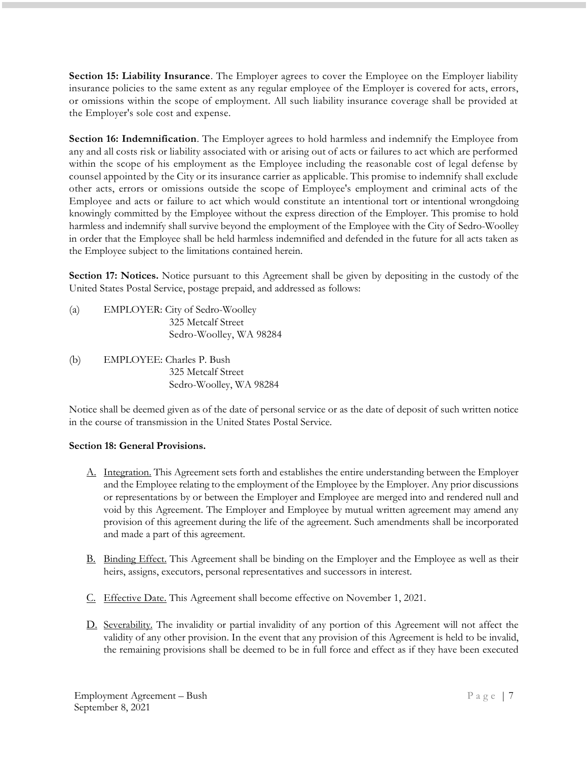**Section 15: Liability Insurance**. The Employer agrees to cover the Employee on the Employer liability insurance policies to the same extent as any regular employee of the Employer is covered for acts, errors, or omissions within the scope of employment. All such liability insurance coverage shall be provided at the Employer's sole cost and expense.

**Section 16: Indemnification**. The Employer agrees to hold harmless and indemnify the Employee from any and all costs risk or liability associated with or arising out of acts or failures to act which are performed within the scope of his employment as the Employee including the reasonable cost of legal defense by counsel appointed by the City or its insurance carrier as applicable. This promise to indemnify shall exclude other acts, errors or omissions outside the scope of Employee's employment and criminal acts of the Employee and acts or failure to act which would constitute an intentional tort or intentional wrongdoing knowingly committed by the Employee without the express direction of the Employer. This promise to hold harmless and indemnify shall survive beyond the employment of the Employee with the City of Sedro-Woolley in order that the Employee shall be held harmless indemnified and defended in the future for all acts taken as the Employee subject to the limitations contained herein.

**Section 17: Notices.** Notice pursuant to this Agreement shall be given by depositing in the custody of the United States Postal Service, postage prepaid, and addressed as follows:

(a) EMPLOYER: City of Sedro-Woolley
325 Metcalf Street
Sedro-Woolley, WA 98284

(b) EMPLOYEE: Charles P. Bush
325 Metcalf Street
Sedro-Woolley, WA 98284

Notice shall be deemed given as of the date of personal service or as the date of deposit of such written notice in the course of transmission in the United States Postal Service.

**Section 18: General Provisions.**

A. Integration. This Agreement sets forth and establishes the entire understanding between the Employer and the Employee relating to the employment of the Employee by the Employer. Any prior discussions or representations by or between the Employer and Employee are merged into and rendered null and void by this Agreement. The Employer and Employee by mutual written agreement may amend any provision of this agreement during the life of the agreement. Such amendments shall be incorporated and made a part of this agreement.

B. Binding Effect. This Agreement shall be binding on the Employer and the Employee as well as their heirs, assigns, executors, personal representatives and successors in interest.

C. Effective Date. This Agreement shall become effective on November 1, 2021.

D. Severability. The invalidity or partial invalidity of any portion of this Agreement will not affect the validity of any other provision. In the event that any provision of this Agreement is held to be invalid, the remaining provisions shall be deemed to be in full force and effect as if they have been executed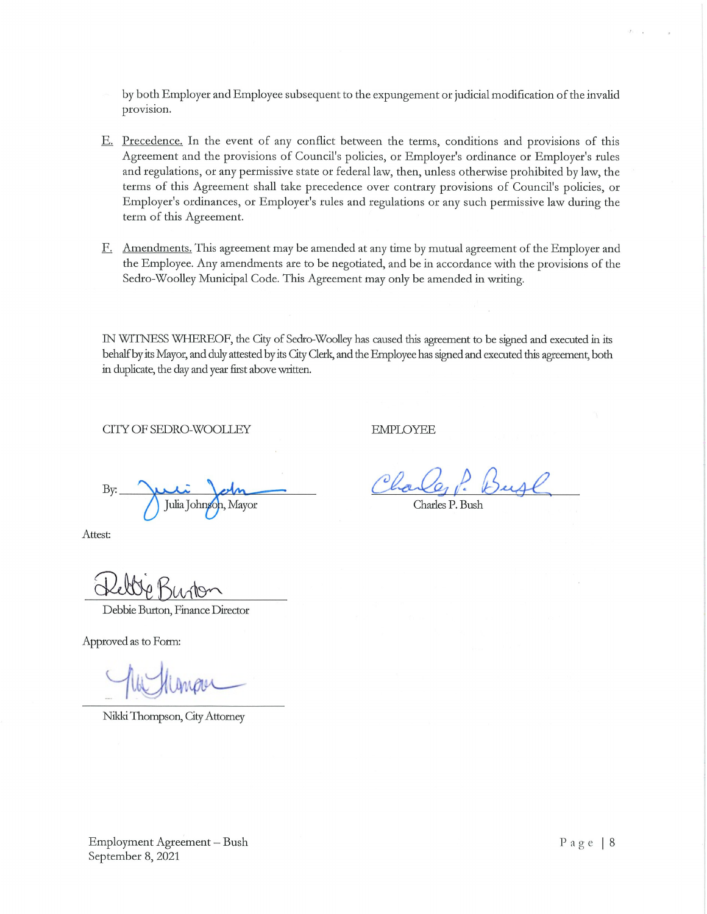by both Employer and Employee subsequent to the expungement or judicial modification of the invalid provision.

E. Precedence. In the event of any conflict between the terms, conditions and provisions of this Agreement and the provisions of Council's policies, or Employer's ordinance or Employer's rules and regulations, or any permissive state or federal law, then, unless otherwise prohibited by law, the terms of this Agreement shall take precedence over contrary provisions of Council's policies, or Employer's ordinances, or Employer's rules and regulations or any such permissive law during the term of this Agreement.

F. Amendments. This agreement may be amended at any time by mutual agreement of the Employer and the Employee. Any amendments are to be negotiated, and be in accordance with the provisions of the Sedro-Woolley Municipal Code. This Agreement may only be amended in writing.

IN WITNESS WHEREOF, the City of Sedro-Woolley has caused this agreement to be signed and executed in its behalf by its Mayor, and duly attested by its City Clerk, and the Employee has signed and executed this agreement, both in duplicate, the day and year first above written.

CITY OF SEDRO-WOOLLEY

By: ______________________
Julia Johnson, Mayor

EMPLOYEE

______________________
Charles P. Bush

Attest:

______________________
Debbie Burton, Finance Director

Approved as to Form:

______________________
Nikki Thompson, City Attorney

Employment Agreement – Bush
September 8, 2021